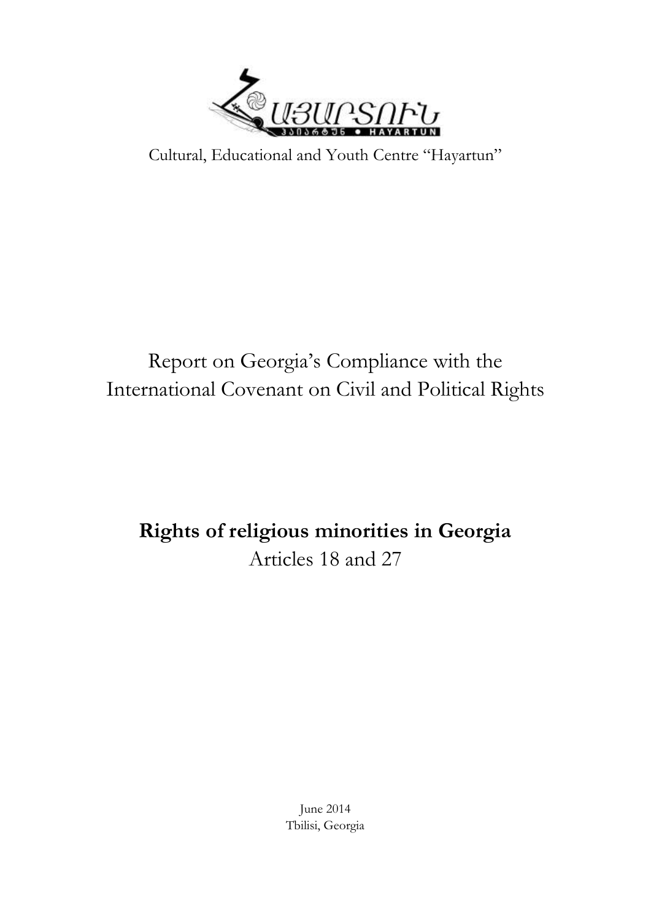Cultural, Educational and Youth Centre "Hayartun"

# Report on Georgia's Compliance with the International Covenant on Civil and Political Rights

## Rights of religious minorities in Georgia

Articles 18 and 27

June 2014

Tbilisi, Georgia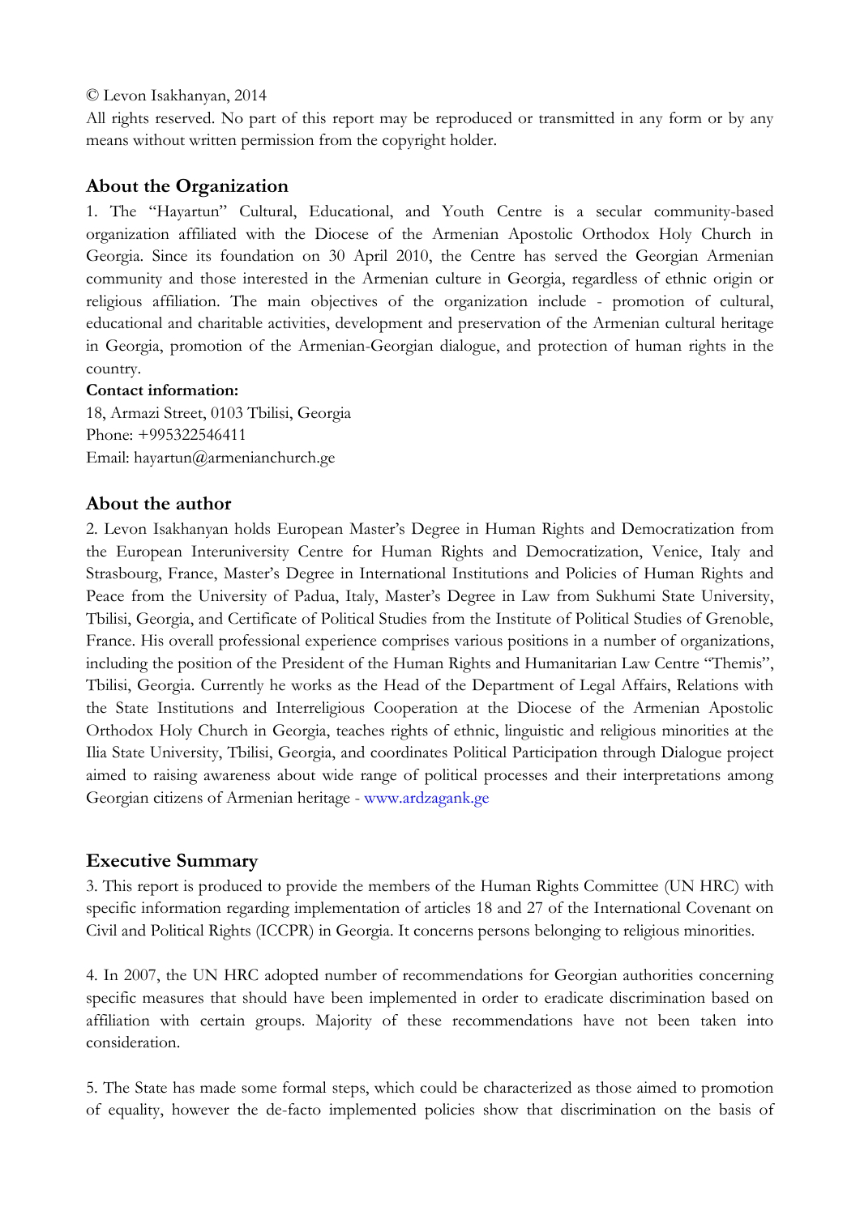© Levon Isakhanyan, 2014

All rights reserved. No part of this report may be reproduced or transmitted in any form or by any means without written permission from the copyright holder.

## About the Organization

1. The "Hayartun" Cultural, Educational, and Youth Centre is a secular community-based organization affiliated with the Diocese of the Armenian Apostolic Orthodox Holy Church in Georgia. Since its foundation on 30 April 2010, the Centre has served the Georgian Armenian community and those interested in the Armenian culture in Georgia, regardless of ethnic origin or religious affiliation. The main objectives of the organization include - promotion of cultural, educational and charitable activities, development and preservation of the Armenian cultural heritage in Georgia, promotion of the Armenian-Georgian dialogue, and protection of human rights in the country.

**Contact information:**

18, Armazi Street, 0103 Tbilisi, Georgia
Phone: +995322546411
Email: hayartun@armenianchurch.ge

## About the author

2. Levon Isakhanyan holds European Master's Degree in Human Rights and Democratization from the European Interuniversity Centre for Human Rights and Democratization, Venice, Italy and Strasbourg, France, Master's Degree in International Institutions and Policies of Human Rights and Peace from the University of Padua, Italy, Master's Degree in Law from Sukhumi State University, Tbilisi, Georgia, and Certificate of Political Studies from the Institute of Political Studies of Grenoble, France. His overall professional experience comprises various positions in a number of organizations, including the position of the President of the Human Rights and Humanitarian Law Centre "Themis", Tbilisi, Georgia. Currently he works as the Head of the Department of Legal Affairs, Relations with the State Institutions and Interreligious Cooperation at the Diocese of the Armenian Apostolic Orthodox Holy Church in Georgia, teaches rights of ethnic, linguistic and religious minorities at the Ilia State University, Tbilisi, Georgia, and coordinates Political Participation through Dialogue project aimed to raising awareness about wide range of political processes and their interpretations among Georgian citizens of Armenian heritage - www.ardzagank.ge

## Executive Summary

3. This report is produced to provide the members of the Human Rights Committee (UN HRC) with specific information regarding implementation of articles 18 and 27 of the International Covenant on Civil and Political Rights (ICCPR) in Georgia. It concerns persons belonging to religious minorities.

4. In 2007, the UN HRC adopted number of recommendations for Georgian authorities concerning specific measures that should have been implemented in order to eradicate discrimination based on affiliation with certain groups. Majority of these recommendations have not been taken into consideration.

5. The State has made some formal steps, which could be characterized as those aimed to promotion of equality, however the de-facto implemented policies show that discrimination on the basis of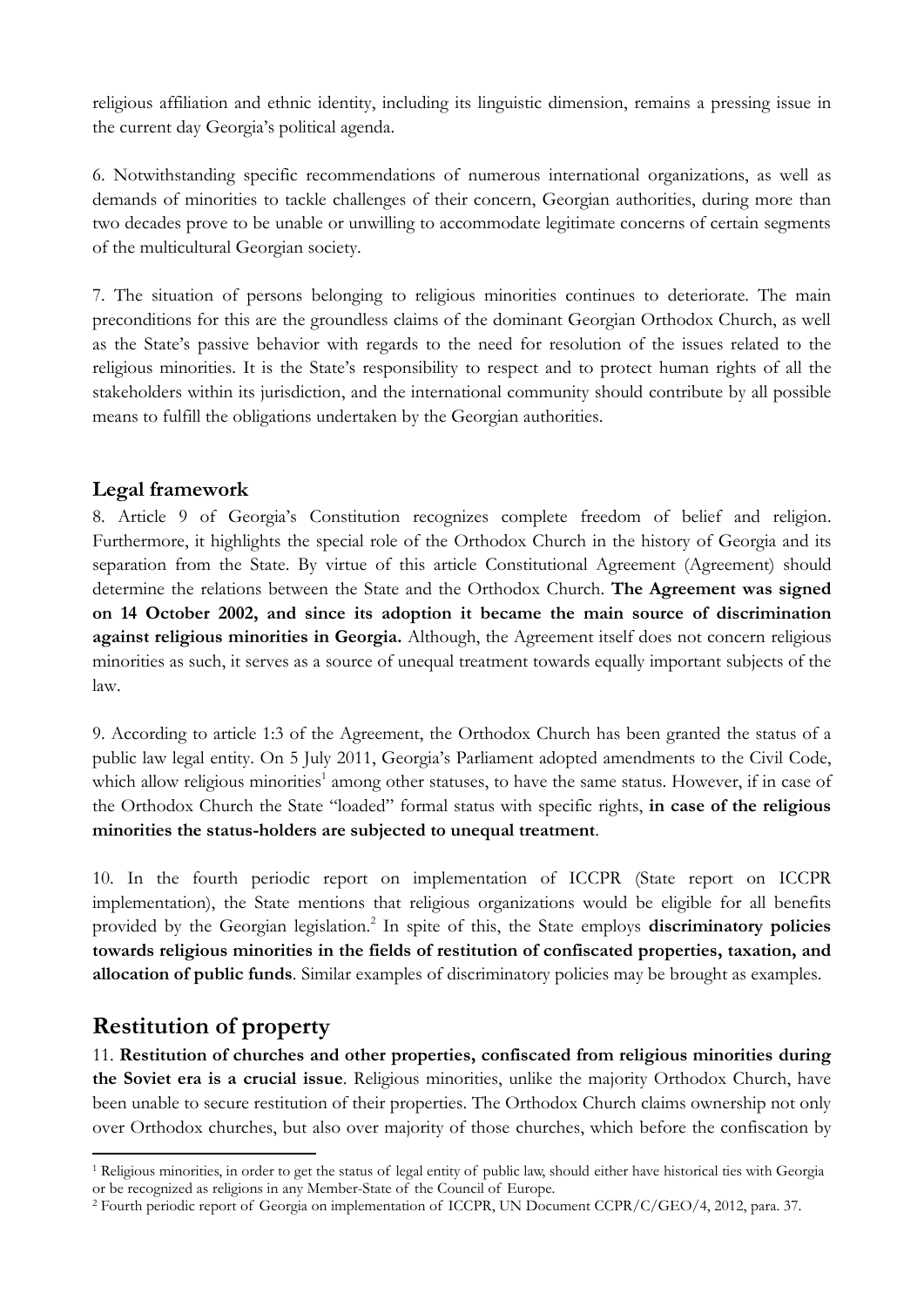religious affiliation and ethnic identity, including its linguistic dimension, remains a pressing issue in the current day Georgia's political agenda.

6. Notwithstanding specific recommendations of numerous international organizations, as well as demands of minorities to tackle challenges of their concern, Georgian authorities, during more than two decades prove to be unable or unwilling to accommodate legitimate concerns of certain segments of the multicultural Georgian society.

7. The situation of persons belonging to religious minorities continues to deteriorate. The main preconditions for this are the groundless claims of the dominant Georgian Orthodox Church, as well as the State's passive behavior with regards to the need for resolution of the issues related to the religious minorities. It is the State's responsibility to respect and to protect human rights of all the stakeholders within its jurisdiction, and the international community should contribute by all possible means to fulfill the obligations undertaken by the Georgian authorities.

### Legal framework

8. Article 9 of Georgia's Constitution recognizes complete freedom of belief and religion. Furthermore, it highlights the special role of the Orthodox Church in the history of Georgia and its separation from the State. By virtue of this article Constitutional Agreement (Agreement) should determine the relations between the State and the Orthodox Church. **The Agreement was signed on 14 October 2002, and since its adoption it became the main source of discrimination against religious minorities in Georgia.** Although, the Agreement itself does not concern religious minorities as such, it serves as a source of unequal treatment towards equally important subjects of the law.

9. According to article 1:3 of the Agreement, the Orthodox Church has been granted the status of a public law legal entity. On 5 July 2011, Georgia's Parliament adopted amendments to the Civil Code, which allow religious minorities[1] among other statuses, to have the same status. However, if in case of the Orthodox Church the State "loaded" formal status with specific rights, **in case of the religious minorities the status-holders are subjected to unequal treatment**.

10. In the fourth periodic report on implementation of ICCPR (State report on ICCPR implementation), the State mentions that religious organizations would be eligible for all benefits provided by the Georgian legislation.[2] In spite of this, the State employs **discriminatory policies towards religious minorities in the fields of restitution of confiscated properties, taxation, and allocation of public funds**. Similar examples of discriminatory policies may be brought as examples.

## Restitution of property

11. **Restitution of churches and other properties, confiscated from religious minorities during the Soviet era is a crucial issue**. Religious minorities, unlike the majority Orthodox Church, have been unable to secure restitution of their properties. The Orthodox Church claims ownership not only over Orthodox churches, but also over majority of those churches, which before the confiscation by

[1] Religious minorities, in order to get the status of legal entity of public law, should either have historical ties with Georgia or be recognized as religions in any Member-State of the Council of Europe.

[2] Fourth periodic report of Georgia on implementation of ICCPR, UN Document CCPR/C/GEO/4, 2012, para. 37.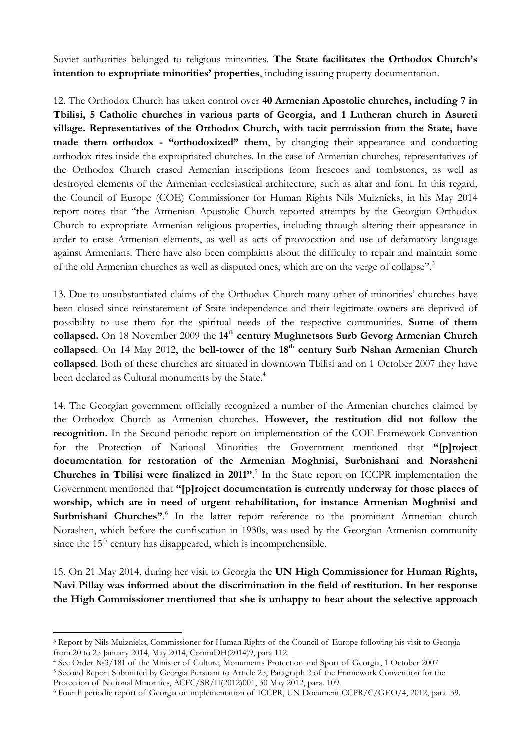Soviet authorities belonged to religious minorities. **The State facilitates the Orthodox Church's intention to expropriate minorities' properties**, including issuing property documentation.

12. The Orthodox Church has taken control over **40 Armenian Apostolic churches, including 7 in Tbilisi, 5 Catholic churches in various parts of Georgia, and 1 Lutheran church in Asureti village. Representatives of the Orthodox Church, with tacit permission from the State, have made them orthodox - "orthodoxized" them**, by changing their appearance and conducting orthodox rites inside the expropriated churches. In the case of Armenian churches, representatives of the Orthodox Church erased Armenian inscriptions from frescoes and tombstones, as well as destroyed elements of the Armenian ecclesiastical architecture, such as altar and font. In this regard, the Council of Europe (COE) Commissioner for Human Rights Nils Muiznieks, in his May 2014 report notes that "the Armenian Apostolic Church reported attempts by the Georgian Orthodox Church to expropriate Armenian religious properties, including through altering their appearance in order to erase Armenian elements, as well as acts of provocation and use of defamatory language against Armenians. There have also been complaints about the difficulty to repair and maintain some of the old Armenian churches as well as disputed ones, which are on the verge of collapse".[3]

13. Due to unsubstantiated claims of the Orthodox Church many other of minorities' churches have been closed since reinstatement of State independence and their legitimate owners are deprived of possibility to use them for the spiritual needs of the respective communities. **Some of them collapsed.** On 18 November 2009 the **14th century Mughnetsots Surb Gevorg Armenian Church collapsed**. On 14 May 2012, the **bell-tower of the 18th century Surb Nshan Armenian Church collapsed**. Both of these churches are situated in downtown Tbilisi and on 1 October 2007 they have been declared as Cultural monuments by the State.[4]

14. The Georgian government officially recognized a number of the Armenian churches claimed by the Orthodox Church as Armenian churches. **However, the restitution did not follow the recognition.** In the Second periodic report on implementation of the COE Framework Convention for the Protection of National Minorities the Government mentioned that **"[p]roject documentation for restoration of the Armenian Moghnisi, Surbnishani and Norasheni Churches in Tbilisi were finalized in 2011"**.[5] In the State report on ICCPR implementation the Government mentioned that **"[p]roject documentation is currently underway for those places of worship, which are in need of urgent rehabilitation, for instance Armenian Moghnisi and Surbnishani Churches"**.[6] In the latter report reference to the prominent Armenian church Norashen, which before the confiscation in 1930s, was used by the Georgian Armenian community since the 15th century has disappeared, which is incomprehensible.

15. On 21 May 2014, during her visit to Georgia the **UN High Commissioner for Human Rights, Navi Pillay was informed about the discrimination in the field of restitution. In her response the High Commissioner mentioned that she is unhappy to hear about the selective approach**

---

[3] Report by Nils Muiznieks, Commissioner for Human Rights of the Council of Europe following his visit to Georgia from 20 to 25 January 2014, May 2014, CommDH(2014)9, para 112.

[4] See Order №3/181 of the Minister of Culture, Monuments Protection and Sport of Georgia, 1 October 2007

[5] Second Report Submitted by Georgia Pursuant to Article 25, Paragraph 2 of the Framework Convention for the Protection of National Minorities, ACFC/SR/II(2012)001, 30 May 2012, para. 109.

[6] Fourth periodic report of Georgia on implementation of ICCPR, UN Document CCPR/C/GEO/4, 2012, para. 39.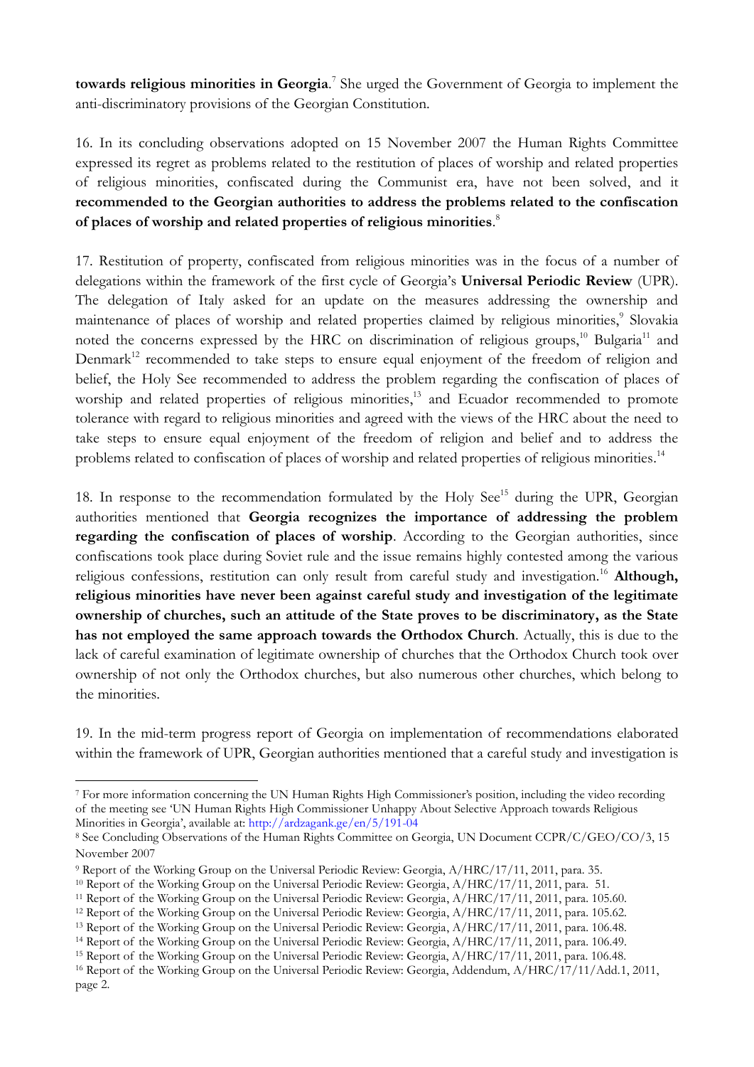**towards religious minorities in Georgia**.[7] She urged the Government of Georgia to implement the anti-discriminatory provisions of the Georgian Constitution.

16. In its concluding observations adopted on 15 November 2007 the Human Rights Committee expressed its regret as problems related to the restitution of places of worship and related properties of religious minorities, confiscated during the Communist era, have not been solved, and it **recommended to the Georgian authorities to address the problems related to the confiscation of places of worship and related properties of religious minorities**.[8]

17. Restitution of property, confiscated from religious minorities was in the focus of a number of delegations within the framework of the first cycle of Georgia's **Universal Periodic Review** (UPR). The delegation of Italy asked for an update on the measures addressing the ownership and maintenance of places of worship and related properties claimed by religious minorities,[9] Slovakia noted the concerns expressed by the HRC on discrimination of religious groups,[10] Bulgaria[11] and Denmark[12] recommended to take steps to ensure equal enjoyment of the freedom of religion and belief, the Holy See recommended to address the problem regarding the confiscation of places of worship and related properties of religious minorities,[13] and Ecuador recommended to promote tolerance with regard to religious minorities and agreed with the views of the HRC about the need to take steps to ensure equal enjoyment of the freedom of religion and belief and to address the problems related to confiscation of places of worship and related properties of religious minorities.[14]

18. In response to the recommendation formulated by the Holy See[15] during the UPR, Georgian authorities mentioned that **Georgia recognizes the importance of addressing the problem regarding the confiscation of places of worship**. According to the Georgian authorities, since confiscations took place during Soviet rule and the issue remains highly contested among the various religious confessions, restitution can only result from careful study and investigation.[16] **Although, religious minorities have never been against careful study and investigation of the legitimate ownership of churches, such an attitude of the State proves to be discriminatory, as the State has not employed the same approach towards the Orthodox Church**. Actually, this is due to the lack of careful examination of legitimate ownership of churches that the Orthodox Church took over ownership of not only the Orthodox churches, but also numerous other churches, which belong to the minorities.

19. In the mid-term progress report of Georgia on implementation of recommendations elaborated within the framework of UPR, Georgian authorities mentioned that a careful study and investigation is

---

[7] For more information concerning the UN Human Rights High Commissioner's position, including the video recording of the meeting see 'UN Human Rights High Commissioner Unhappy About Selective Approach towards Religious Minorities in Georgia', available at: http://ardzagank.ge/en/5/191-04

[8] See Concluding Observations of the Human Rights Committee on Georgia, UN Document CCPR/C/GEO/CO/3, 15 November 2007

[9] Report of the Working Group on the Universal Periodic Review: Georgia, A/HRC/17/11, 2011, para. 35.

[10] Report of the Working Group on the Universal Periodic Review: Georgia, A/HRC/17/11, 2011, para. 51.

[11] Report of the Working Group on the Universal Periodic Review: Georgia, A/HRC/17/11, 2011, para. 105.60.

[12] Report of the Working Group on the Universal Periodic Review: Georgia, A/HRC/17/11, 2011, para. 105.62.

[13] Report of the Working Group on the Universal Periodic Review: Georgia, A/HRC/17/11, 2011, para. 106.48.

[14] Report of the Working Group on the Universal Periodic Review: Georgia, A/HRC/17/11, 2011, para. 106.49.

[15] Report of the Working Group on the Universal Periodic Review: Georgia, A/HRC/17/11, 2011, para. 106.48.

[16] Report of the Working Group on the Universal Periodic Review: Georgia, Addendum, A/HRC/17/11/Add.1, 2011, page 2.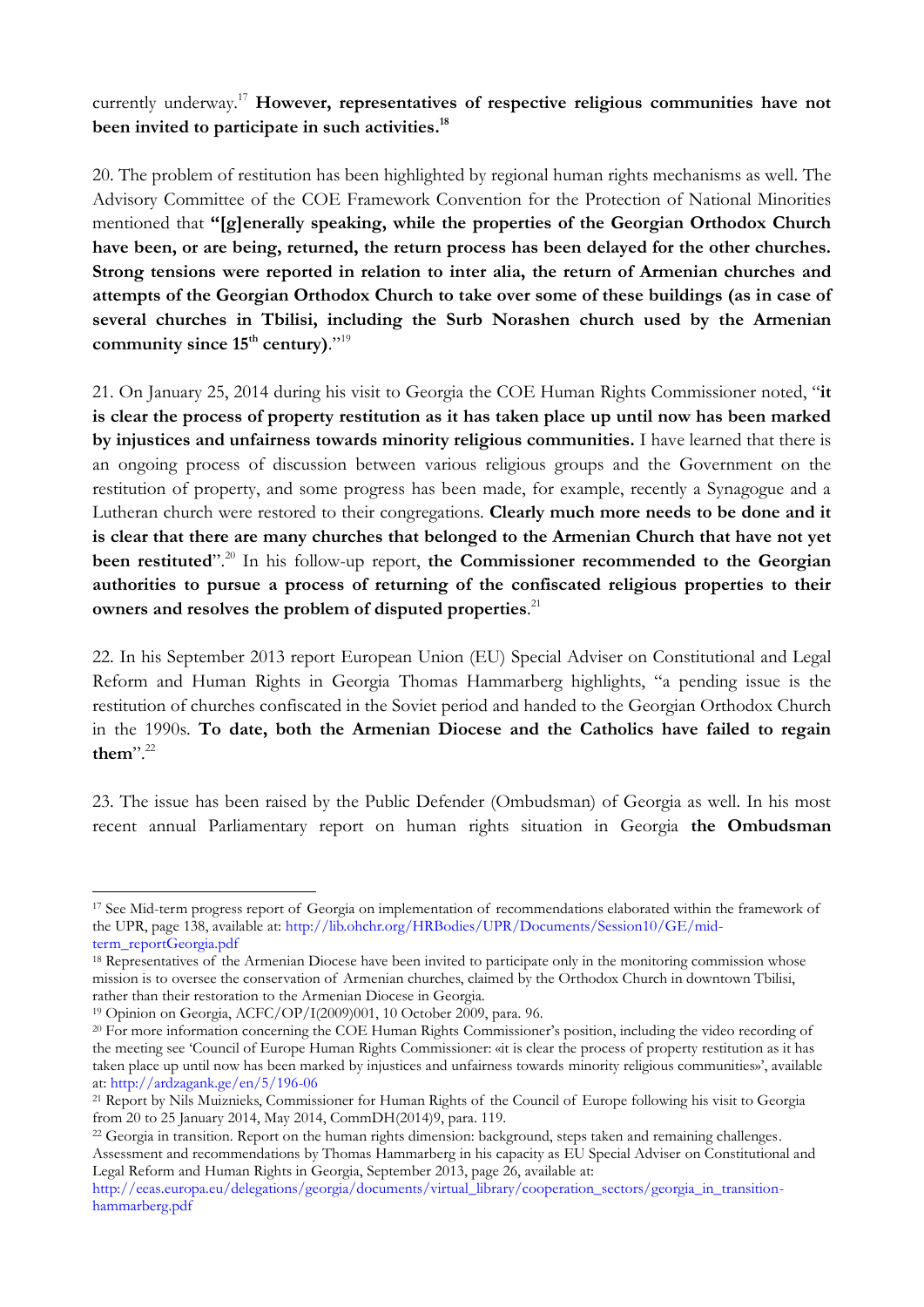currently underway.[17] **However, representatives of respective religious communities have not been invited to participate in such activities.[18]**

20. The problem of restitution has been highlighted by regional human rights mechanisms as well. The Advisory Committee of the COE Framework Convention for the Protection of National Minorities mentioned that **"[g]enerally speaking, while the properties of the Georgian Orthodox Church have been, or are being, returned, the return process has been delayed for the other churches. Strong tensions were reported in relation to inter alia, the return of Armenian churches and attempts of the Georgian Orthodox Church to take over some of these buildings (as in case of several churches in Tbilisi, including the Surb Norashen church used by the Armenian community since 15th century)**."[19]

21. On January 25, 2014 during his visit to Georgia the COE Human Rights Commissioner noted, "**it is clear the process of property restitution as it has taken place up until now has been marked by injustices and unfairness towards minority religious communities.** I have learned that there is an ongoing process of discussion between various religious groups and the Government on the restitution of property, and some progress has been made, for example, recently a Synagogue and a Lutheran church were restored to their congregations. **Clearly much more needs to be done and it is clear that there are many churches that belonged to the Armenian Church that have not yet been restituted**".[20] In his follow-up report, **the Commissioner recommended to the Georgian authorities to pursue a process of returning of the confiscated religious properties to their owners and resolves the problem of disputed properties**.[21]

22. In his September 2013 report European Union (EU) Special Adviser on Constitutional and Legal Reform and Human Rights in Georgia Thomas Hammarberg highlights, "a pending issue is the restitution of churches confiscated in the Soviet period and handed to the Georgian Orthodox Church in the 1990s. **To date, both the Armenian Diocese and the Catholics have failed to regain them**".[22]

23. The issue has been raised by the Public Defender (Ombudsman) of Georgia as well. In his most recent annual Parliamentary report on human rights situation in Georgia **the Ombudsman**

---

[17] See Mid-term progress report of Georgia on implementation of recommendations elaborated within the framework of the UPR, page 138, available at: http://lib.ohchr.org/HRBodies/UPR/Documents/Session10/GE/mid-term_reportGeorgia.pdf

[18] Representatives of the Armenian Diocese have been invited to participate only in the monitoring commission whose mission is to oversee the conservation of Armenian churches, claimed by the Orthodox Church in downtown Tbilisi, rather than their restoration to the Armenian Diocese in Georgia.

[19] Opinion on Georgia, ACFC/OP/I(2009)001, 10 October 2009, para. 96.

[20] For more information concerning the COE Human Rights Commissioner's position, including the video recording of the meeting see 'Council of Europe Human Rights Commissioner: «it is clear the process of property restitution as it has taken place up until now has been marked by injustices and unfairness towards minority religious communities»', available at: http://ardzagank.ge/en/5/196-06

[21] Report by Nils Muiznieks, Commissioner for Human Rights of the Council of Europe following his visit to Georgia from 20 to 25 January 2014, May 2014, CommDH(2014)9, para. 119.

[22] Georgia in transition. Report on the human rights dimension: background, steps taken and remaining challenges. Assessment and recommendations by Thomas Hammarberg in his capacity as EU Special Adviser on Constitutional and Legal Reform and Human Rights in Georgia, September 2013, page 26, available at: http://eeas.europa.eu/delegations/georgia/documents/virtual_library/cooperation_sectors/georgia_in_transition-hammarberg.pdf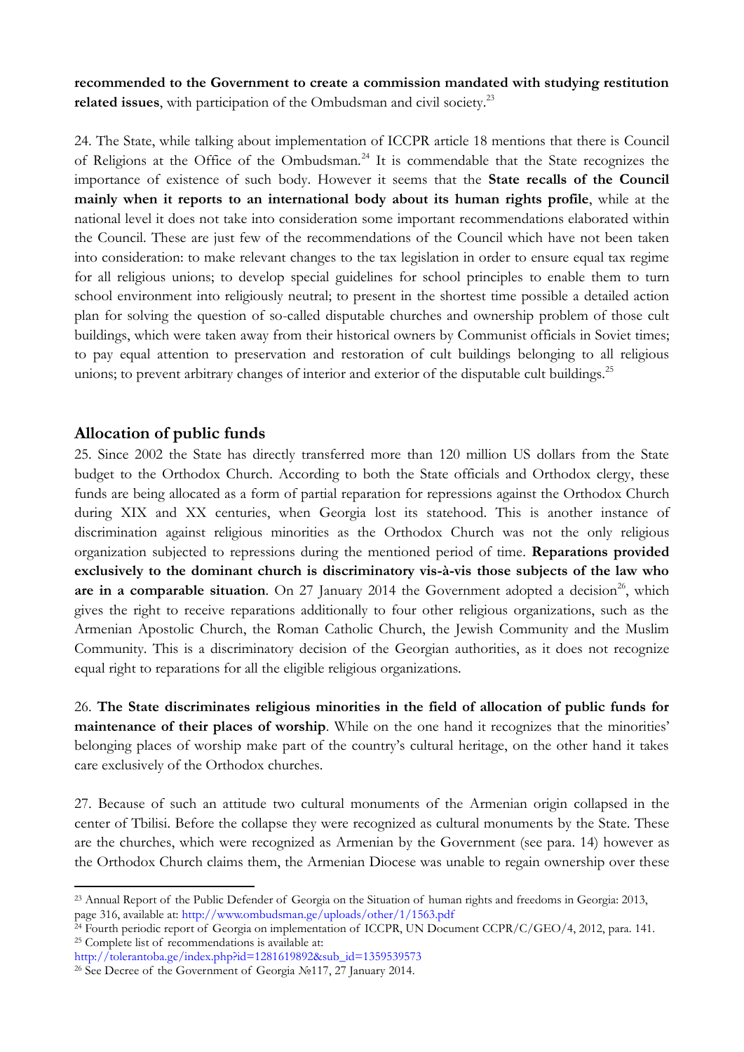**recommended to the Government to create a commission mandated with studying restitution related issues**, with participation of the Ombudsman and civil society.[23]

24. The State, while talking about implementation of ICCPR article 18 mentions that there is Council of Religions at the Office of the Ombudsman.[24] It is commendable that the State recognizes the importance of existence of such body. However it seems that the **State recalls of the Council mainly when it reports to an international body about its human rights profile**, while at the national level it does not take into consideration some important recommendations elaborated within the Council. These are just few of the recommendations of the Council which have not been taken into consideration: to make relevant changes to the tax legislation in order to ensure equal tax regime for all religious unions; to develop special guidelines for school principles to enable them to turn school environment into religiously neutral; to present in the shortest time possible a detailed action plan for solving the question of so-called disputable churches and ownership problem of those cult buildings, which were taken away from their historical owners by Communist officials in Soviet times; to pay equal attention to preservation and restoration of cult buildings belonging to all religious unions; to prevent arbitrary changes of interior and exterior of the disputable cult buildings.[25]

## Allocation of public funds

25. Since 2002 the State has directly transferred more than 120 million US dollars from the State budget to the Orthodox Church. According to both the State officials and Orthodox clergy, these funds are being allocated as a form of partial reparation for repressions against the Orthodox Church during XIX and XX centuries, when Georgia lost its statehood. This is another instance of discrimination against religious minorities as the Orthodox Church was not the only religious organization subjected to repressions during the mentioned period of time. **Reparations provided exclusively to the dominant church is discriminatory vis-à-vis those subjects of the law who are in a comparable situation**. On 27 January 2014 the Government adopted a decision[26], which gives the right to receive reparations additionally to four other religious organizations, such as the Armenian Apostolic Church, the Roman Catholic Church, the Jewish Community and the Muslim Community. This is a discriminatory decision of the Georgian authorities, as it does not recognize equal right to reparations for all the eligible religious organizations.

26. **The State discriminates religious minorities in the field of allocation of public funds for maintenance of their places of worship**. While on the one hand it recognizes that the minorities' belonging places of worship make part of the country's cultural heritage, on the other hand it takes care exclusively of the Orthodox churches.

27. Because of such an attitude two cultural monuments of the Armenian origin collapsed in the center of Tbilisi. Before the collapse they were recognized as cultural monuments by the State. These are the churches, which were recognized as Armenian by the Government (see para. 14) however as the Orthodox Church claims them, the Armenian Diocese was unable to regain ownership over these

---

[23] Annual Report of the Public Defender of Georgia on the Situation of human rights and freedoms in Georgia: 2013, page 316, available at: http://www.ombudsman.ge/uploads/other/1/1563.pdf

[24] Fourth periodic report of Georgia on implementation of ICCPR, UN Document CCPR/C/GEO/4, 2012, para. 141.

[25] Complete list of recommendations is available at: http://tolerantoba.ge/index.php?id=1281619892&sub_id=1359539573

[26] See Decree of the Government of Georgia №117, 27 January 2014.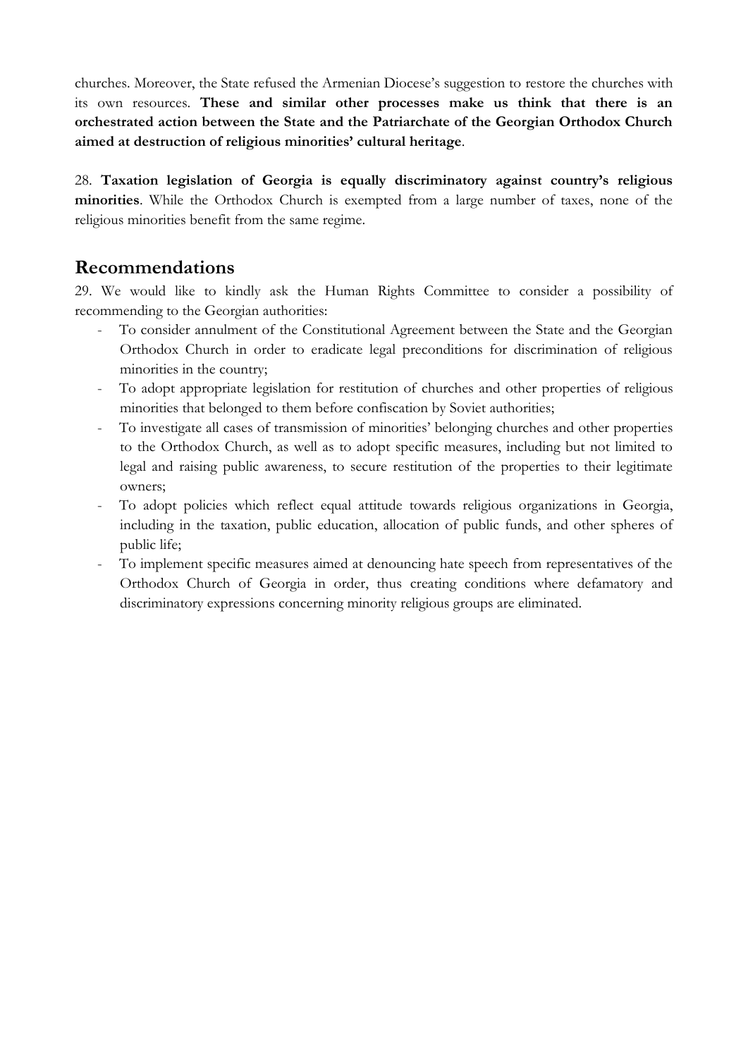churches. Moreover, the State refused the Armenian Diocese's suggestion to restore the churches with its own resources. **These and similar other processes make us think that there is an orchestrated action between the State and the Patriarchate of the Georgian Orthodox Church aimed at destruction of religious minorities' cultural heritage**.

28. **Taxation legislation of Georgia is equally discriminatory against country's religious minorities**. While the Orthodox Church is exempted from a large number of taxes, none of the religious minorities benefit from the same regime.

## Recommendations

29. We would like to kindly ask the Human Rights Committee to consider a possibility of recommending to the Georgian authorities:

- To consider annulment of the Constitutional Agreement between the State and the Georgian Orthodox Church in order to eradicate legal preconditions for discrimination of religious minorities in the country;
- To adopt appropriate legislation for restitution of churches and other properties of religious minorities that belonged to them before confiscation by Soviet authorities;
- To investigate all cases of transmission of minorities' belonging churches and other properties to the Orthodox Church, as well as to adopt specific measures, including but not limited to legal and raising public awareness, to secure restitution of the properties to their legitimate owners;
- To adopt policies which reflect equal attitude towards religious organizations in Georgia, including in the taxation, public education, allocation of public funds, and other spheres of public life;
- To implement specific measures aimed at denouncing hate speech from representatives of the Orthodox Church of Georgia in order, thus creating conditions where defamatory and discriminatory expressions concerning minority religious groups are eliminated.